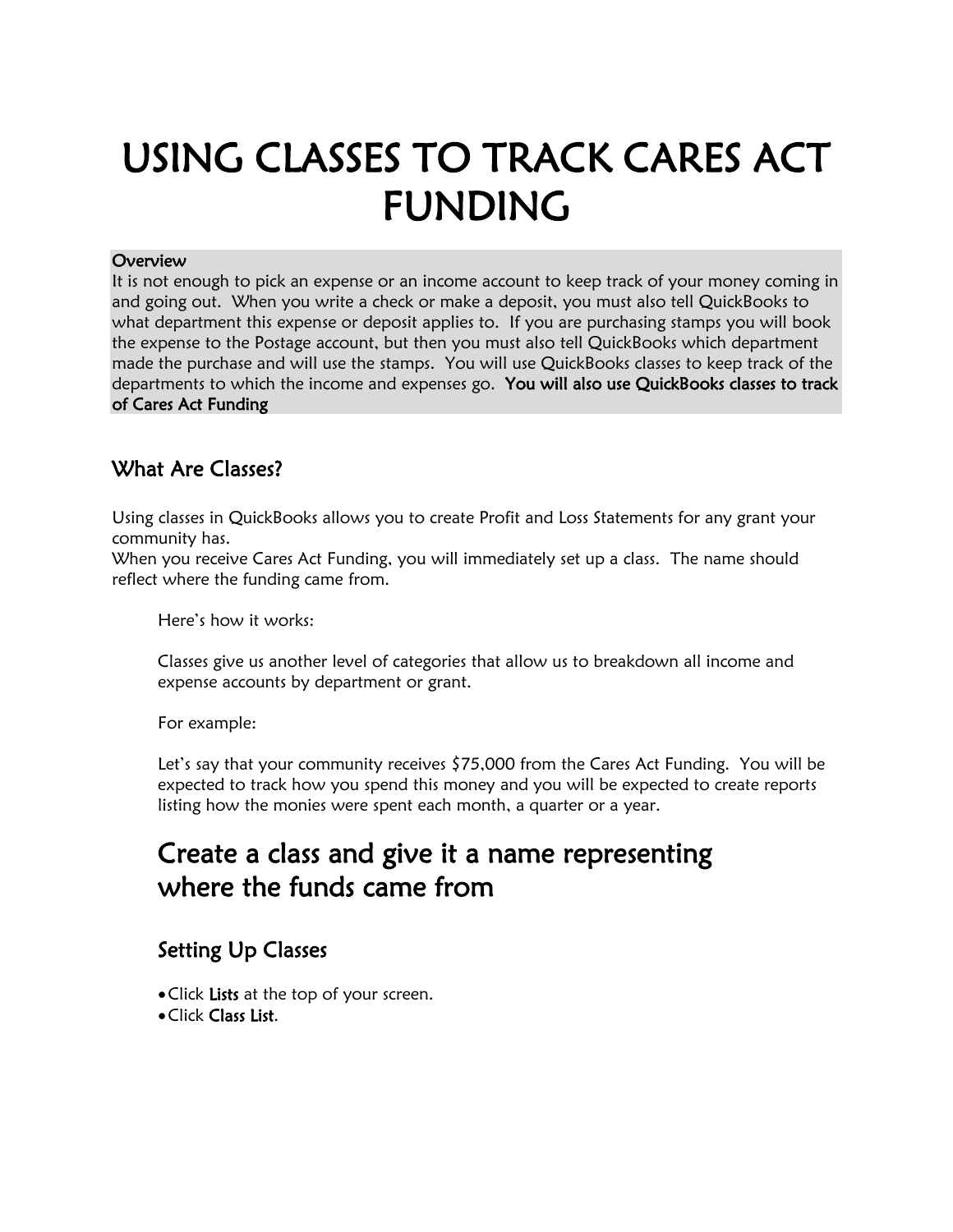# USING CLASSES TO TRACK CARES ACT FUNDING

**Overview**

It is not enough to pick an expense or an income account to keep track of your money coming in and going out. When you write a check or make a deposit, you must also tell QuickBooks to what department this expense or deposit applies to. If you are purchasing stamps you will book the expense to the Postage account, but then you must also tell QuickBooks which department made the purchase and will use the stamps. You will use QuickBooks classes to keep track of the departments to which the income and expenses go. **You will also use QuickBooks classes to track of Cares Act Funding**

## What Are Classes?

Using classes in QuickBooks allows you to create Profit and Loss Statements for any grant your community has.
When you receive Cares Act Funding, you will immediately set up a class. The name should reflect where the funding came from.

Here's how it works:

Classes give us another level of categories that allow us to breakdown all income and expense accounts by department or grant.

For example:

Let's say that your community receives $75,000 from the Cares Act Funding. You will be expected to track how you spend this money and you will be expected to create reports listing how the monies were spent each month, a quarter or a year.

# Create a class and give it a name representing where the funds came from

## Setting Up Classes

- Click **Lists** at the top of your screen.
- Click **Class List**.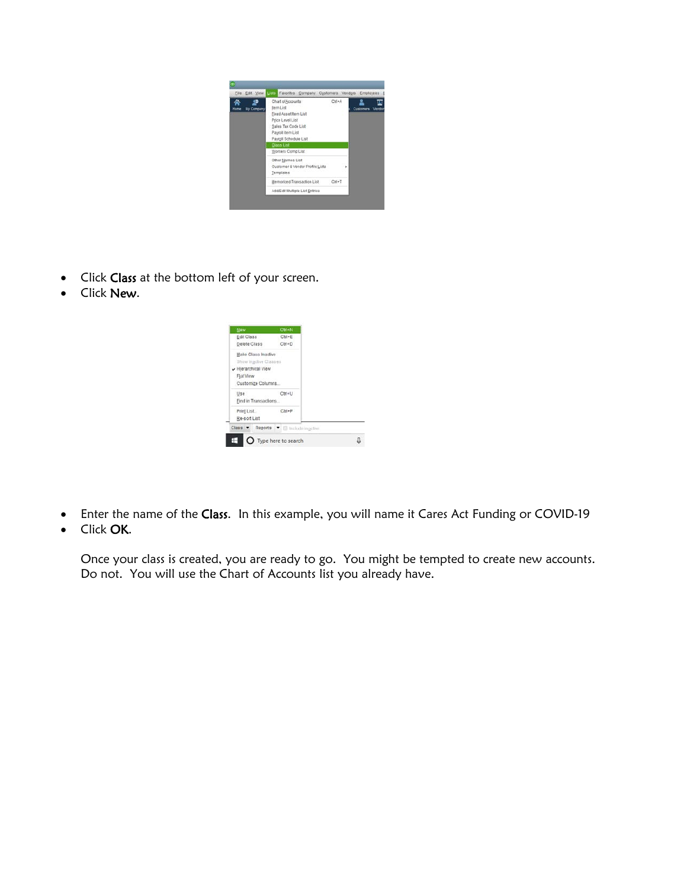- Click Class at the bottom left of your screen.
- Click New.

- Enter the name of the Class. In this example, you will name it Cares Act Funding or COVID-19
- Click OK.

  Once your class is created, you are ready to go. You might be tempted to create new accounts. Do not. You will use the Chart of Accounts list you already have.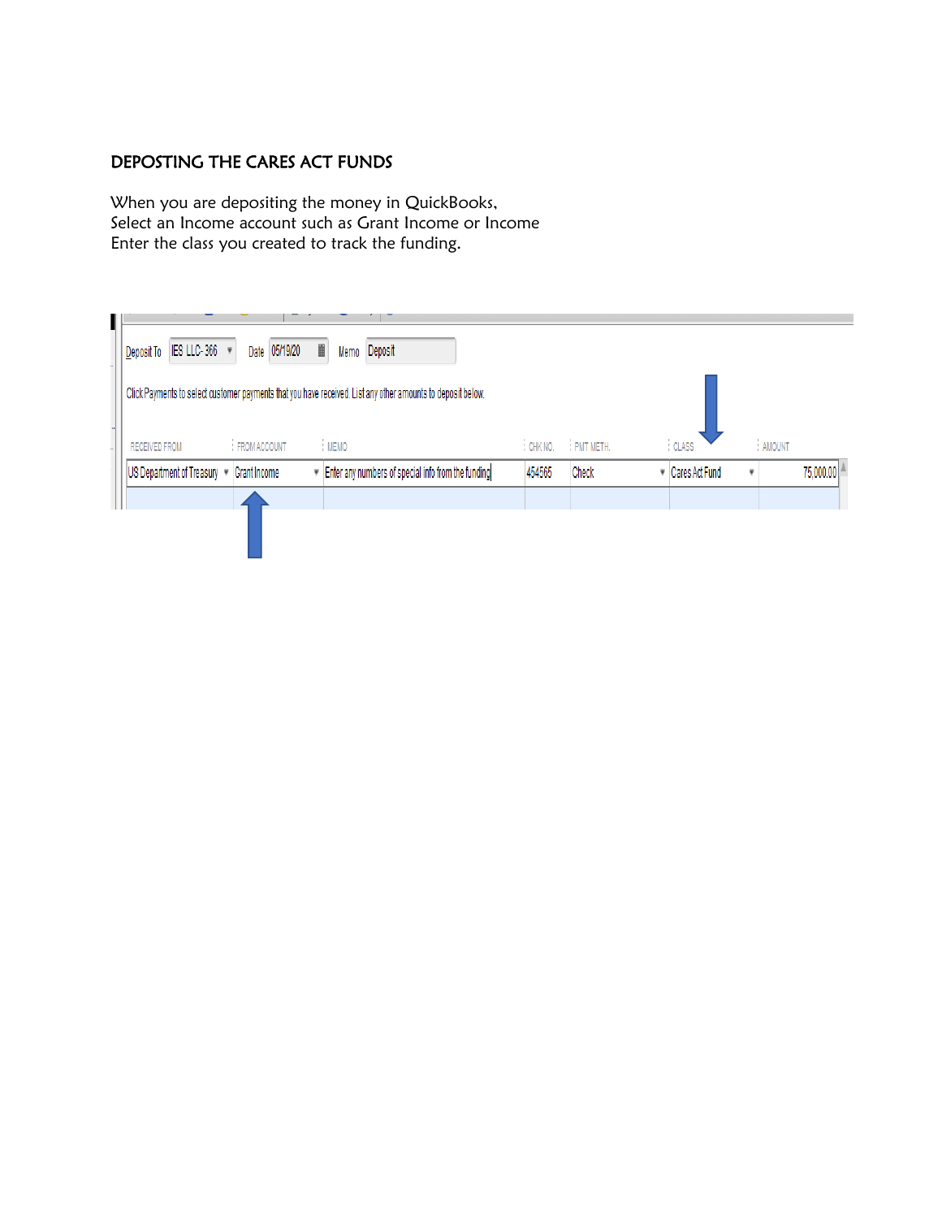## DEPOSTING THE CARES ACT FUNDS

When you are depositing the money in QuickBooks,
Select an Income account such as Grant Income or Income
Enter the class you created to track the funding.

Deposit To IES LLC- 366 Date 05/19/20 Memo Deposit

Click Payments to select customer payments that you have received. List any other amounts to deposit below.

| RECEIVED FROM | FROM ACCOUNT | MEMO | CHK NO. | PMT METH. | CLASS | AMOUNT |
|---|---|---|---|---|---|---|
| US Department of Treasury | Grant Income | Enter any numbers of special info from the funding | 454565 | Check | Cares Act Fund | 75,000.00 |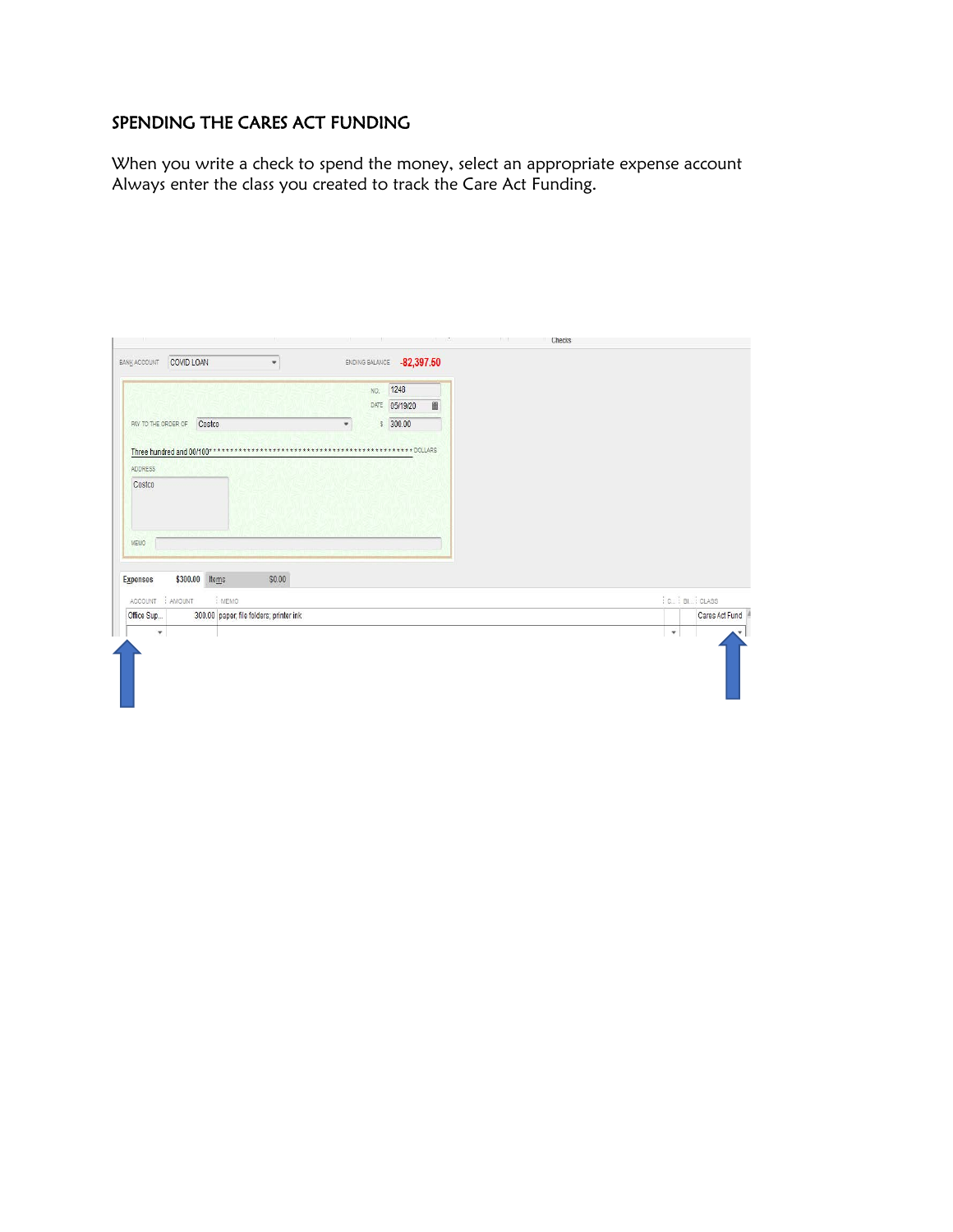## SPENDING THE CARES ACT FUNDING

When you write a check to spend the money, select an appropriate expense account Always enter the class you created to track the Care Act Funding.

Checks

BANK ACCOUNT COVID LOAN

ENDING BALANCE -82,397.50

NO. 1248

DATE 05/19/20

PAY TO THE ORDER OF Costco

$ 300.00

Three hundred and 00/100*********************************************** DOLLARS

ADDRESS

Costco

MEMO

Expenses $300.00 Items $0.00

| ACCOUNT | AMOUNT | MEMO | C... | BI... | CLASS |
| --- | --- | --- | --- | --- | --- |
| Office Sup... | 300.00 | paper, file folders; printer ink | | | Cares Act Fund |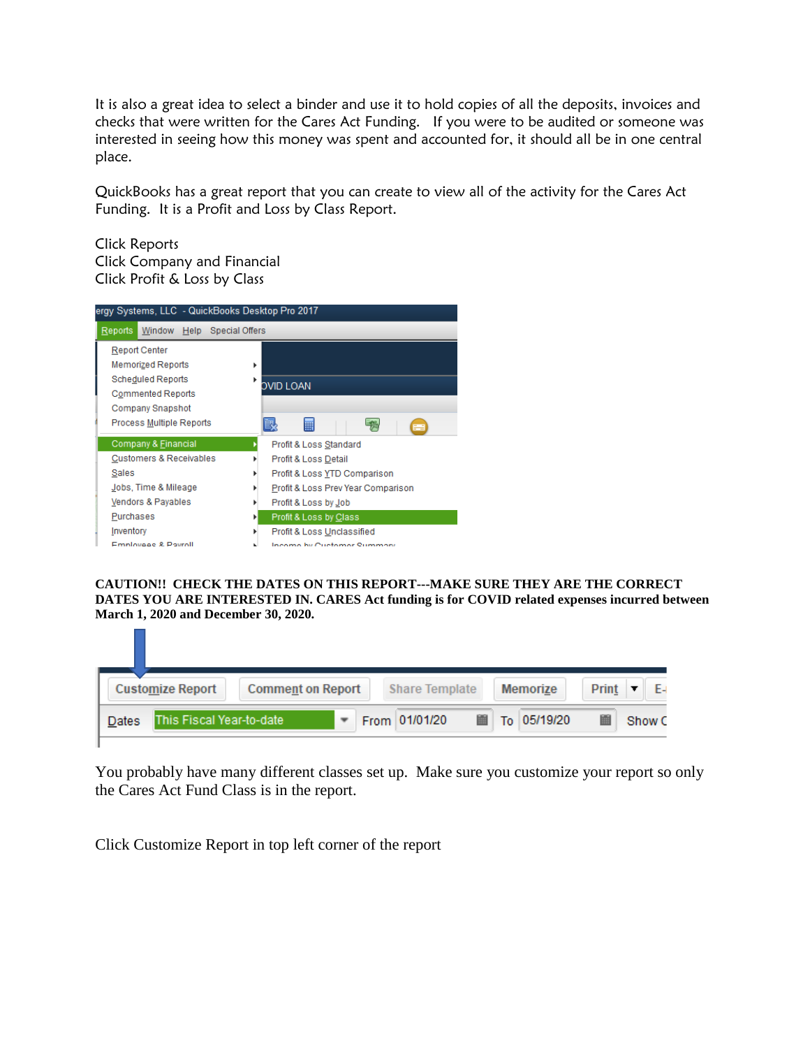It is also a great idea to select a binder and use it to hold copies of all the deposits, invoices and checks that were written for the Cares Act Funding. If you were to be audited or someone was interested in seeing how this money was spent and accounted for, it should all be in one central place.

QuickBooks has a great report that you can create to view all of the activity for the Cares Act Funding. It is a Profit and Loss by Class Report.

Click Reports
Click Company and Financial
Click Profit & Loss by Class

**CAUTION!! CHECK THE DATES ON THIS REPORT---MAKE SURE THEY ARE THE CORRECT DATES YOU ARE INTERESTED IN. CARES Act funding is for COVID related expenses incurred between March 1, 2020 and December 30, 2020.**

You probably have many different classes set up. Make sure you customize your report so only the Cares Act Fund Class is in the report.

Click Customize Report in top left corner of the report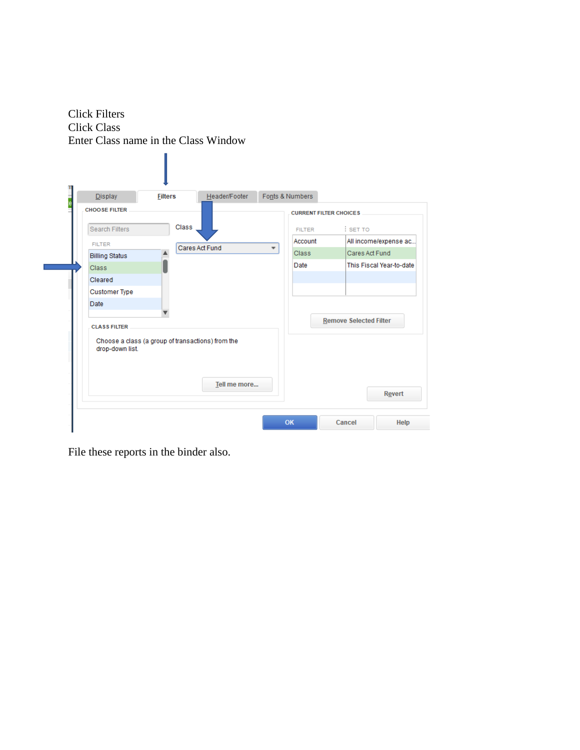Click Filters
Click Class
Enter Class name in the Class Window

File these reports in the binder also.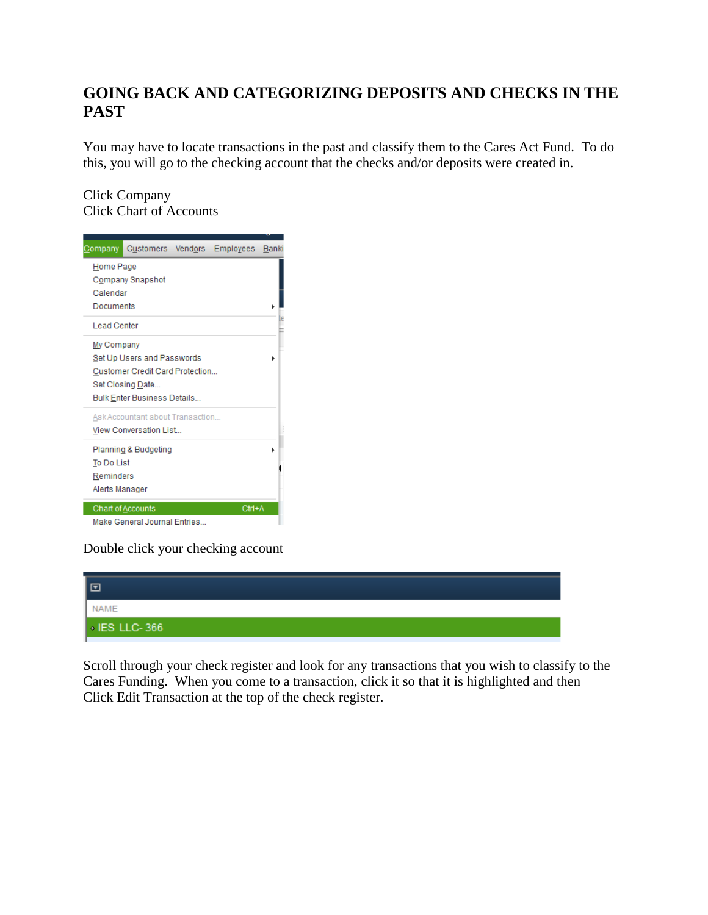## GOING BACK AND CATEGORIZING DEPOSITS AND CHECKS IN THE PAST

You may have to locate transactions in the past and classify them to the Cares Act Fund. To do this, you will go to the checking account that the checks and/or deposits were created in.

Click Company
Click Chart of Accounts

Double click your checking account

Scroll through your check register and look for any transactions that you wish to classify to the Cares Funding. When you come to a transaction, click it so that it is highlighted and then Click Edit Transaction at the top of the check register.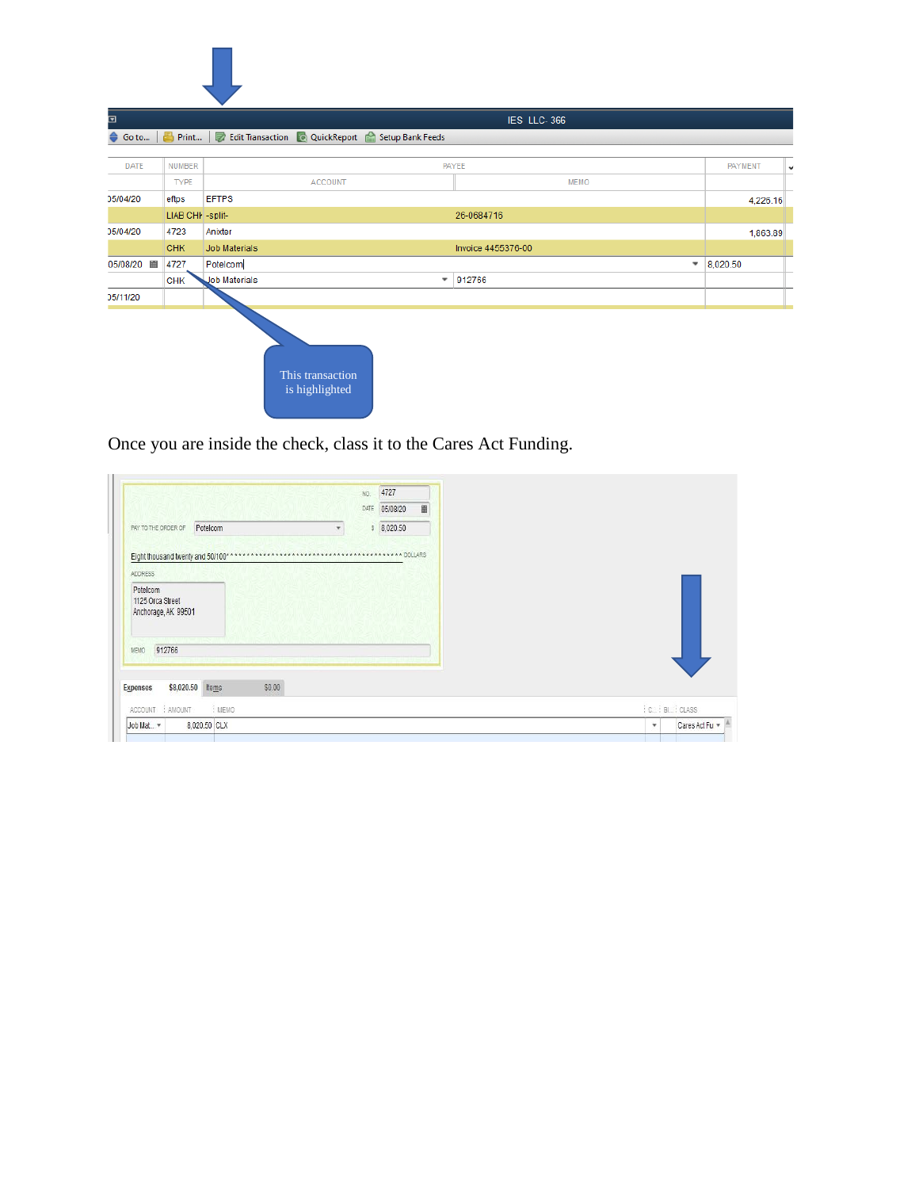| DATE | NUMBER / TYPE | PAYEE / ACCOUNT | MEMO | PAYMENT |
| --- | --- | --- | --- | --- |
| 05/04/20 | eftps | EFTPS | | 4,225.16 |
| | LIAB CHK | -split- | 26-0684716 | |
| 05/04/20 | 4723 | Anixter | | 1,863.89 |
| | CHK | Job Materials | Invoice 4455376-00 | |
| 05/08/20 | 4727 | Potelcom | | 8,020.50 |
| | CHK | Job Materials | 912766 | |
| 05/11/20 | | | | |

This transaction is highlighted

Once you are inside the check, class it to the Cares Act Funding.

NO. 4727

DATE 05/08/20

PAY TO THE ORDER OF Potelcom $ 8,020.50

Eight thousand twenty and 50/100 DOLLARS

ADDRESS

Potelcom
1125 Orca Street
Anchorage, AK 99501

MEMO 912766

Expenses $8,020.50 Items $0.00

| ACCOUNT | AMOUNT | MEMO | CLASS |
| --- | --- | --- | --- |
| Job Mat... | 8,020.50 | CLX | Cares Act Fu |